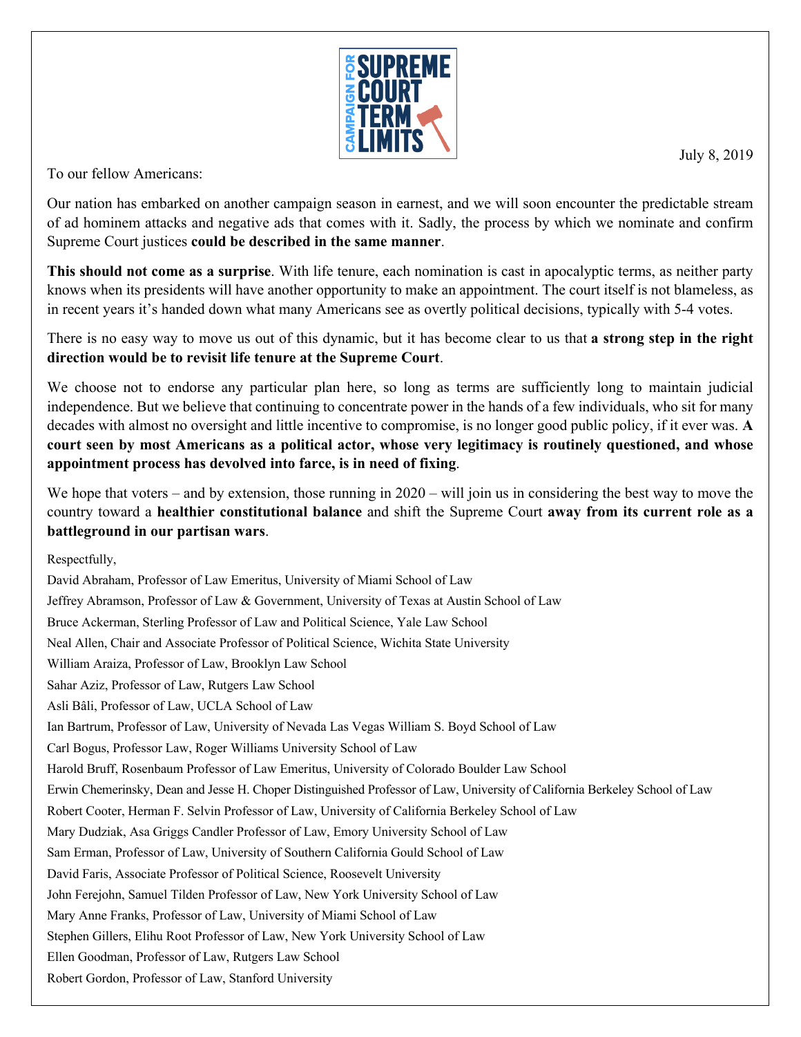July 8, 2019

To our fellow Americans:

Our nation has embarked on another campaign season in earnest, and we will soon encounter the predictable stream of ad hominem attacks and negative ads that comes with it. Sadly, the process by which we nominate and confirm Supreme Court justices **could be described in the same manner**.

**This should not come as a surprise**. With life tenure, each nomination is cast in apocalyptic terms, as neither party knows when its presidents will have another opportunity to make an appointment. The court itself is not blameless, as in recent years it's handed down what many Americans see as overtly political decisions, typically with 5-4 votes.

There is no easy way to move us out of this dynamic, but it has become clear to us that **a strong step in the right direction would be to revisit life tenure at the Supreme Court**.

We choose not to endorse any particular plan here, so long as terms are sufficiently long to maintain judicial independence. But we believe that continuing to concentrate power in the hands of a few individuals, who sit for many decades with almost no oversight and little incentive to compromise, is no longer good public policy, if it ever was. **A court seen by most Americans as a political actor, whose very legitimacy is routinely questioned, and whose appointment process has devolved into farce, is in need of fixing**.

We hope that voters – and by extension, those running in 2020 – will join us in considering the best way to move the country toward a **healthier constitutional balance** and shift the Supreme Court **away from its current role as a battleground in our partisan wars**.

Respectfully,

David Abraham, Professor of Law Emeritus, University of Miami School of Law

Jeffrey Abramson, Professor of Law & Government, University of Texas at Austin School of Law

Bruce Ackerman, Sterling Professor of Law and Political Science, Yale Law School

Neal Allen, Chair and Associate Professor of Political Science, Wichita State University

William Araiza, Professor of Law, Brooklyn Law School

Sahar Aziz, Professor of Law, Rutgers Law School

Asli Bâli, Professor of Law, UCLA School of Law

Ian Bartrum, Professor of Law, University of Nevada Las Vegas William S. Boyd School of Law

Carl Bogus, Professor Law, Roger Williams University School of Law

Harold Bruff, Rosenbaum Professor of Law Emeritus, University of Colorado Boulder Law School

Erwin Chemerinsky, Dean and Jesse H. Choper Distinguished Professor of Law, University of California Berkeley School of Law

Robert Cooter, Herman F. Selvin Professor of Law, University of California Berkeley School of Law

Mary Dudziak, Asa Griggs Candler Professor of Law, Emory University School of Law

Sam Erman, Professor of Law, University of Southern California Gould School of Law

David Faris, Associate Professor of Political Science, Roosevelt University

John Ferejohn, Samuel Tilden Professor of Law, New York University School of Law

Mary Anne Franks, Professor of Law, University of Miami School of Law

Stephen Gillers, Elihu Root Professor of Law, New York University School of Law

Ellen Goodman, Professor of Law, Rutgers Law School

Robert Gordon, Professor of Law, Stanford University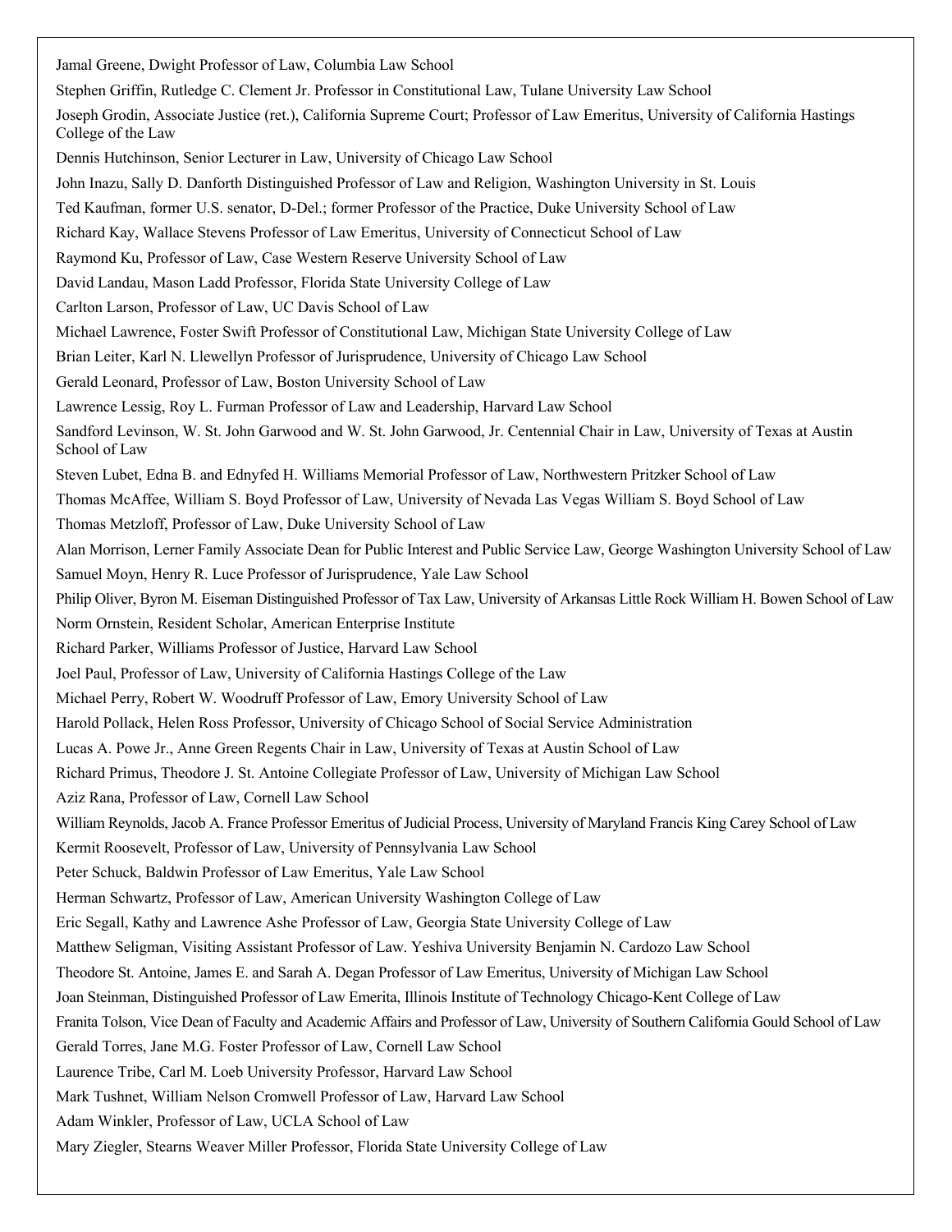Jamal Greene, Dwight Professor of Law, Columbia Law School

Stephen Griffin, Rutledge C. Clement Jr. Professor in Constitutional Law, Tulane University Law School

Joseph Grodin, Associate Justice (ret.), California Supreme Court; Professor of Law Emeritus, University of California Hastings College of the Law

Dennis Hutchinson, Senior Lecturer in Law, University of Chicago Law School

John Inazu, Sally D. Danforth Distinguished Professor of Law and Religion, Washington University in St. Louis

Ted Kaufman, former U.S. senator, D-Del.; former Professor of the Practice, Duke University School of Law

Richard Kay, Wallace Stevens Professor of Law Emeritus, University of Connecticut School of Law

Raymond Ku, Professor of Law, Case Western Reserve University School of Law

David Landau, Mason Ladd Professor, Florida State University College of Law

Carlton Larson, Professor of Law, UC Davis School of Law

Michael Lawrence, Foster Swift Professor of Constitutional Law, Michigan State University College of Law

Brian Leiter, Karl N. Llewellyn Professor of Jurisprudence, University of Chicago Law School

Gerald Leonard, Professor of Law, Boston University School of Law

Lawrence Lessig, Roy L. Furman Professor of Law and Leadership, Harvard Law School

Sandford Levinson, W. St. John Garwood and W. St. John Garwood, Jr. Centennial Chair in Law, University of Texas at Austin School of Law

Steven Lubet, Edna B. and Ednyfed H. Williams Memorial Professor of Law, Northwestern Pritzker School of Law

Thomas McAffee, William S. Boyd Professor of Law, University of Nevada Las Vegas William S. Boyd School of Law

Thomas Metzloff, Professor of Law, Duke University School of Law

Alan Morrison, Lerner Family Associate Dean for Public Interest and Public Service Law, George Washington University School of Law

Samuel Moyn, Henry R. Luce Professor of Jurisprudence, Yale Law School

Philip Oliver, Byron M. Eiseman Distinguished Professor of Tax Law, University of Arkansas Little Rock William H. Bowen School of Law

Norm Ornstein, Resident Scholar, American Enterprise Institute

Richard Parker, Williams Professor of Justice, Harvard Law School

Joel Paul, Professor of Law, University of California Hastings College of the Law

Michael Perry, Robert W. Woodruff Professor of Law, Emory University School of Law

Harold Pollack, Helen Ross Professor, University of Chicago School of Social Service Administration

Lucas A. Powe Jr., Anne Green Regents Chair in Law, University of Texas at Austin School of Law

Richard Primus, Theodore J. St. Antoine Collegiate Professor of Law, University of Michigan Law School

Aziz Rana, Professor of Law, Cornell Law School

William Reynolds, Jacob A. France Professor Emeritus of Judicial Process, University of Maryland Francis King Carey School of Law

Kermit Roosevelt, Professor of Law, University of Pennsylvania Law School

Peter Schuck, Baldwin Professor of Law Emeritus, Yale Law School

Herman Schwartz, Professor of Law, American University Washington College of Law

Eric Segall, Kathy and Lawrence Ashe Professor of Law, Georgia State University College of Law

Matthew Seligman, Visiting Assistant Professor of Law. Yeshiva University Benjamin N. Cardozo Law School

Theodore St. Antoine, James E. and Sarah A. Degan Professor of Law Emeritus, University of Michigan Law School

Joan Steinman, Distinguished Professor of Law Emerita, Illinois Institute of Technology Chicago-Kent College of Law

Franita Tolson, Vice Dean of Faculty and Academic Affairs and Professor of Law, University of Southern California Gould School of Law

Gerald Torres, Jane M.G. Foster Professor of Law, Cornell Law School

Laurence Tribe, Carl M. Loeb University Professor, Harvard Law School

Mark Tushnet, William Nelson Cromwell Professor of Law, Harvard Law School

Adam Winkler, Professor of Law, UCLA School of Law

Mary Ziegler, Stearns Weaver Miller Professor, Florida State University College of Law